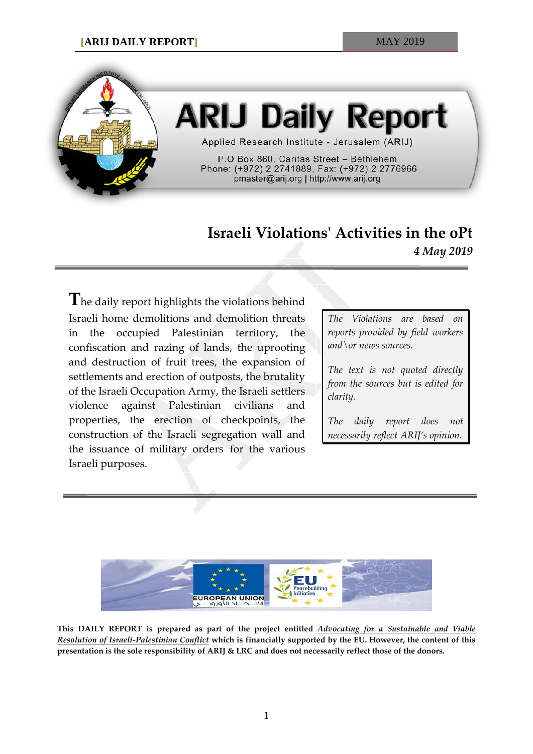# ARIJ Daily Report

Applied Research Institute - Jerusalem (ARIJ)

P.O Box 860, Caritas Street – Bethlehem
Phone: (+972) 2 2741889, Fax: (+972) 2 2776966
pmaster@arij.org | http://www.arij.org

## Israeli Violations' Activities in the oPt

*4 May 2019*

The daily report highlights the violations behind Israeli home demolitions and demolition threats in the occupied Palestinian territory, the confiscation and razing of lands, the uprooting and destruction of fruit trees, the expansion of settlements and erection of outposts, the brutality of the Israeli Occupation Army, the Israeli settlers violence against Palestinian civilians and properties, the erection of checkpoints, the construction of the Israeli segregation wall and the issuance of military orders for the various Israeli purposes.

*The Violations are based on reports provided by field workers and\or news sources.*

*The text is not quoted directly from the sources but is edited for clarity.*

*The daily report does not necessarily reflect ARIJ's opinion.*

**This DAILY REPORT is prepared as part of the project entitled *Advocating for a Sustainable and Viable Resolution of Israeli-Palestinian Conflict* which is financially supported by the EU. However, the content of this presentation is the sole responsibility of ARIJ & LRC and does not necessarily reflect those of the donors.**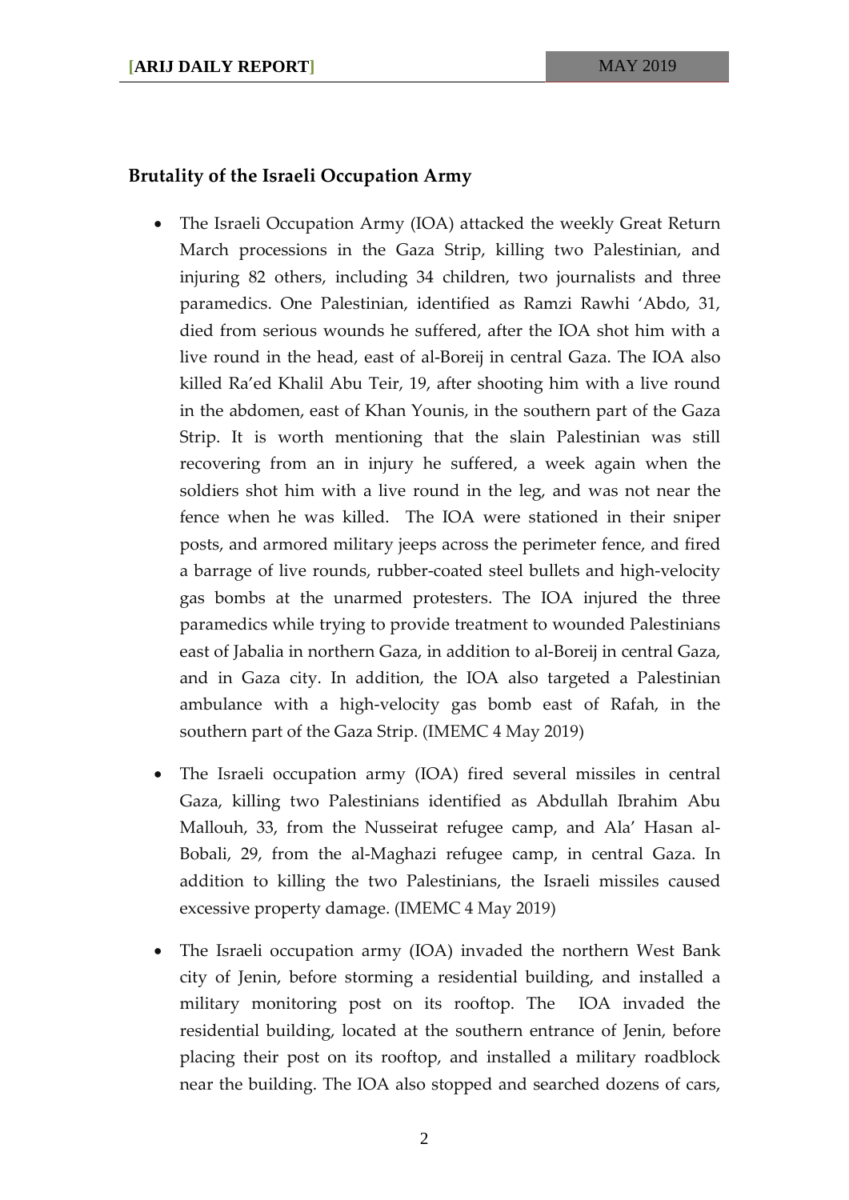## Brutality of the Israeli Occupation Army

- The Israeli Occupation Army (IOA) attacked the weekly Great Return March processions in the Gaza Strip, killing two Palestinian, and injuring 82 others, including 34 children, two journalists and three paramedics. One Palestinian, identified as Ramzi Rawhi 'Abdo, 31, died from serious wounds he suffered, after the IOA shot him with a live round in the head, east of al-Boreij in central Gaza. The IOA also killed Ra'ed Khalil Abu Teir, 19, after shooting him with a live round in the abdomen, east of Khan Younis, in the southern part of the Gaza Strip. It is worth mentioning that the slain Palestinian was still recovering from an in injury he suffered, a week again when the soldiers shot him with a live round in the leg, and was not near the fence when he was killed. The IOA were stationed in their sniper posts, and armored military jeeps across the perimeter fence, and fired a barrage of live rounds, rubber-coated steel bullets and high-velocity gas bombs at the unarmed protesters. The IOA injured the three paramedics while trying to provide treatment to wounded Palestinians east of Jabalia in northern Gaza, in addition to al-Boreij in central Gaza, and in Gaza city. In addition, the IOA also targeted a Palestinian ambulance with a high-velocity gas bomb east of Rafah, in the southern part of the Gaza Strip. (IMEMC 4 May 2019)

- The Israeli occupation army (IOA) fired several missiles in central Gaza, killing two Palestinians identified as Abdullah Ibrahim Abu Mallouh, 33, from the Nusseirat refugee camp, and Ala' Hasan al-Bobali, 29, from the al-Maghazi refugee camp, in central Gaza. In addition to killing the two Palestinians, the Israeli missiles caused excessive property damage. (IMEMC 4 May 2019)

- The Israeli occupation army (IOA) invaded the northern West Bank city of Jenin, before storming a residential building, and installed a military monitoring post on its rooftop. The IOA invaded the residential building, located at the southern entrance of Jenin, before placing their post on its rooftop, and installed a military roadblock near the building. The IOA also stopped and searched dozens of cars,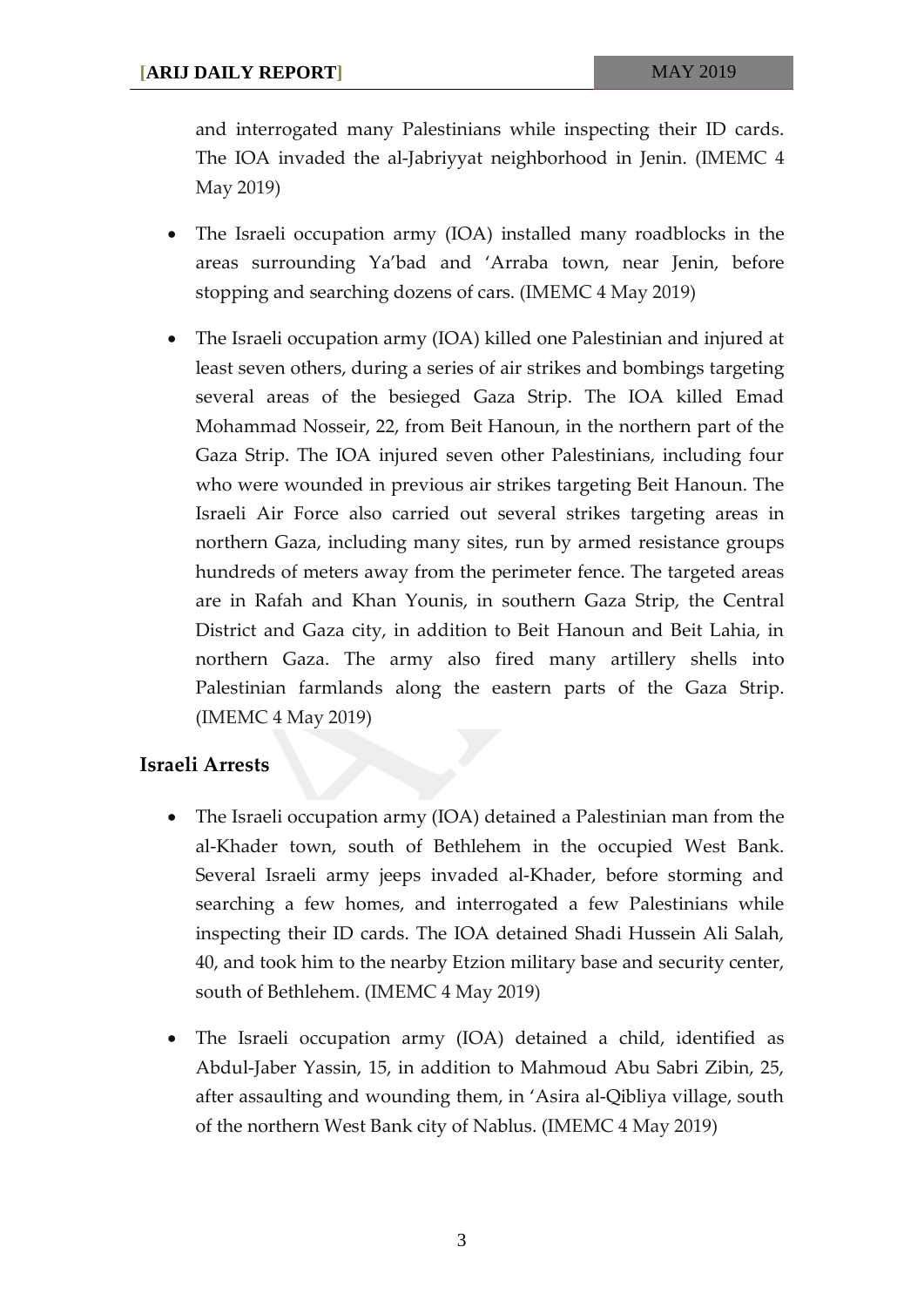and interrogated many Palestinians while inspecting their ID cards. The IOA invaded the al-Jabriyyat neighborhood in Jenin. (IMEMC 4 May 2019)

- The Israeli occupation army (IOA) installed many roadblocks in the areas surrounding Ya'bad and 'Arraba town, near Jenin, before stopping and searching dozens of cars. (IMEMC 4 May 2019)
- The Israeli occupation army (IOA) killed one Palestinian and injured at least seven others, during a series of air strikes and bombings targeting several areas of the besieged Gaza Strip. The IOA killed Emad Mohammad Nosseir, 22, from Beit Hanoun, in the northern part of the Gaza Strip. The IOA injured seven other Palestinians, including four who were wounded in previous air strikes targeting Beit Hanoun. The Israeli Air Force also carried out several strikes targeting areas in northern Gaza, including many sites, run by armed resistance groups hundreds of meters away from the perimeter fence. The targeted areas are in Rafah and Khan Younis, in southern Gaza Strip, the Central District and Gaza city, in addition to Beit Hanoun and Beit Lahia, in northern Gaza. The army also fired many artillery shells into Palestinian farmlands along the eastern parts of the Gaza Strip. (IMEMC 4 May 2019)

## Israeli Arrests

- The Israeli occupation army (IOA) detained a Palestinian man from the al-Khader town, south of Bethlehem in the occupied West Bank. Several Israeli army jeeps invaded al-Khader, before storming and searching a few homes, and interrogated a few Palestinians while inspecting their ID cards. The IOA detained Shadi Hussein Ali Salah, 40, and took him to the nearby Etzion military base and security center, south of Bethlehem. (IMEMC 4 May 2019)
- The Israeli occupation army (IOA) detained a child, identified as Abdul-Jaber Yassin, 15, in addition to Mahmoud Abu Sabri Zibin, 25, after assaulting and wounding them, in 'Asira al-Qibliya village, south of the northern West Bank city of Nablus. (IMEMC 4 May 2019)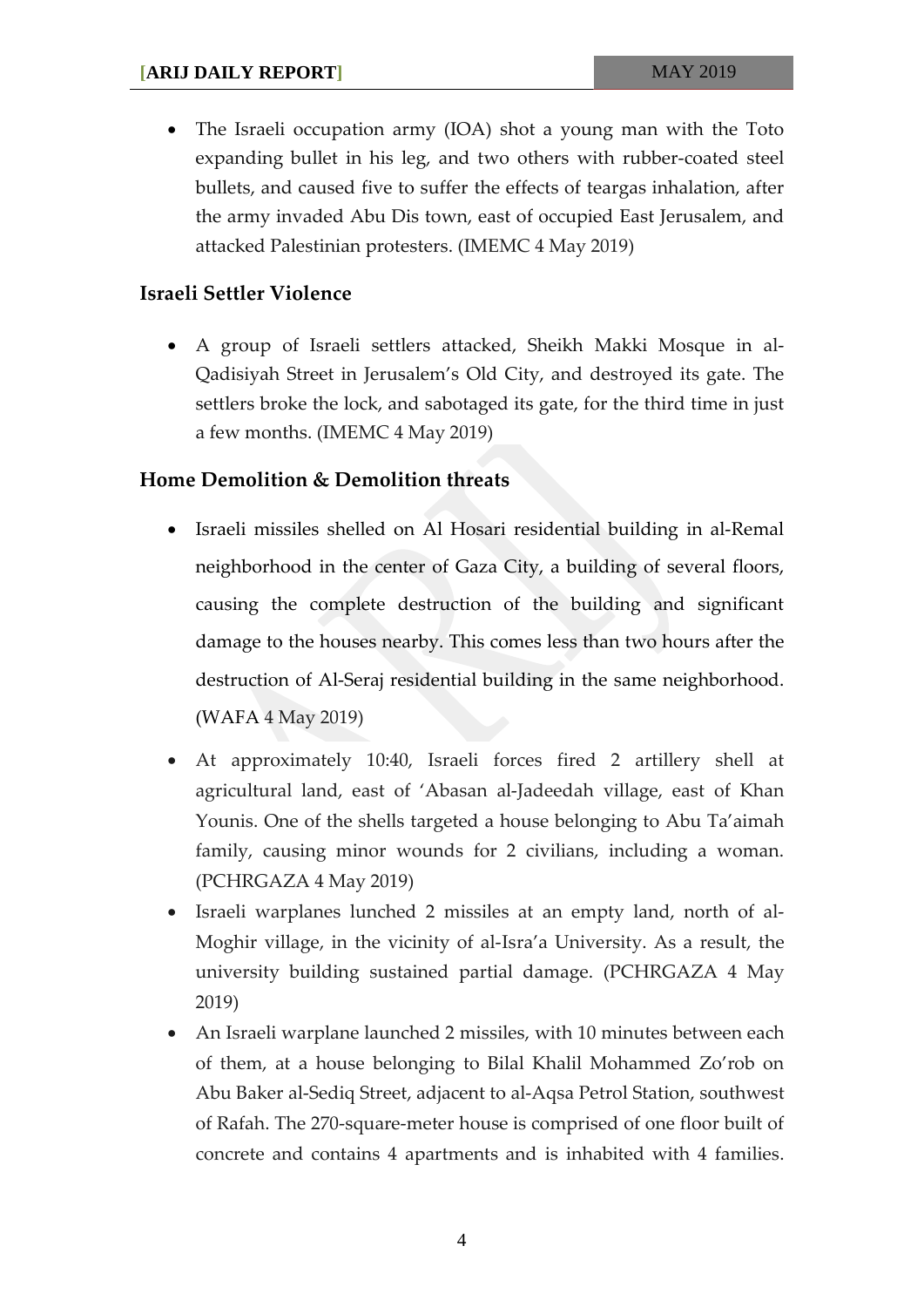- The Israeli occupation army (IOA) shot a young man with the Toto expanding bullet in his leg, and two others with rubber-coated steel bullets, and caused five to suffer the effects of teargas inhalation, after the army invaded Abu Dis town, east of occupied East Jerusalem, and attacked Palestinian protesters. (IMEMC 4 May 2019)

## Israeli Settler Violence

- A group of Israeli settlers attacked, Sheikh Makki Mosque in al-Qadisiyah Street in Jerusalem's Old City, and destroyed its gate. The settlers broke the lock, and sabotaged its gate, for the third time in just a few months. (IMEMC 4 May 2019)

## Home Demolition & Demolition threats

- Israeli missiles shelled on Al Hosari residential building in al-Remal neighborhood in the center of Gaza City, a building of several floors, causing the complete destruction of the building and significant damage to the houses nearby. This comes less than two hours after the destruction of Al-Seraj residential building in the same neighborhood. (WAFA 4 May 2019)
- At approximately 10:40, Israeli forces fired 2 artillery shell at agricultural land, east of 'Abasan al-Jadeedah village, east of Khan Younis. One of the shells targeted a house belonging to Abu Ta'aimah family, causing minor wounds for 2 civilians, including a woman. (PCHRGAZA 4 May 2019)
- Israeli warplanes lunched 2 missiles at an empty land, north of al-Moghir village, in the vicinity of al-Isra'a University. As a result, the university building sustained partial damage. (PCHRGAZA 4 May 2019)
- An Israeli warplane launched 2 missiles, with 10 minutes between each of them, at a house belonging to Bilal Khalil Mohammed Zo'rob on Abu Baker al-Sediq Street, adjacent to al-Aqsa Petrol Station, southwest of Rafah. The 270-square-meter house is comprised of one floor built of concrete and contains 4 apartments and is inhabited with 4 families.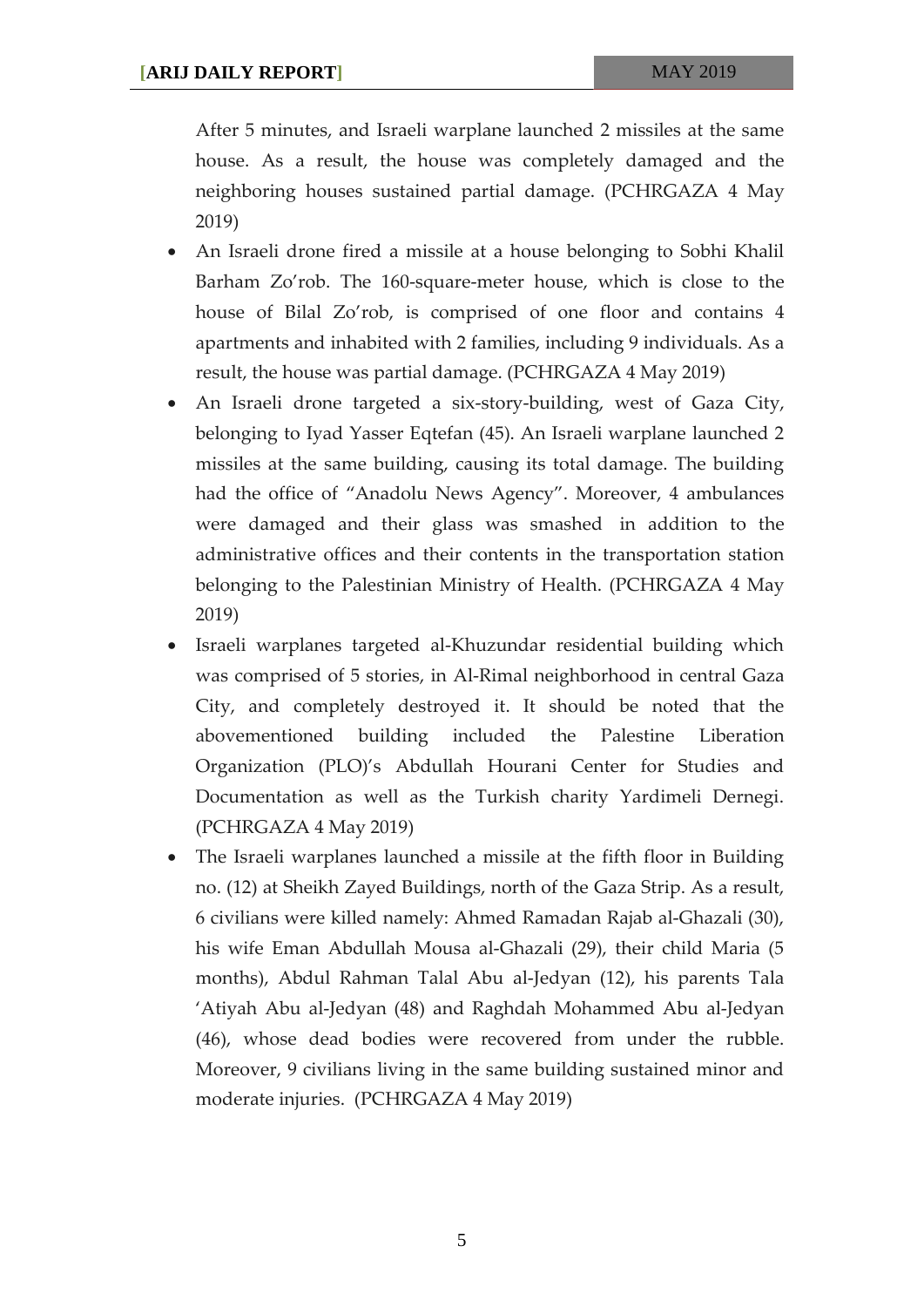After 5 minutes, and Israeli warplane launched 2 missiles at the same house. As a result, the house was completely damaged and the neighboring houses sustained partial damage. (PCHRGAZA 4 May 2019)

- An Israeli drone fired a missile at a house belonging to Sobhi Khalil Barham Zo'rob. The 160-square-meter house, which is close to the house of Bilal Zo'rob, is comprised of one floor and contains 4 apartments and inhabited with 2 families, including 9 individuals. As a result, the house was partial damage. (PCHRGAZA 4 May 2019)
- An Israeli drone targeted a six-story-building, west of Gaza City, belonging to Iyad Yasser Eqtefan (45). An Israeli warplane launched 2 missiles at the same building, causing its total damage. The building had the office of "Anadolu News Agency". Moreover, 4 ambulances were damaged and their glass was smashed in addition to the administrative offices and their contents in the transportation station belonging to the Palestinian Ministry of Health. (PCHRGAZA 4 May 2019)
- Israeli warplanes targeted al-Khuzundar residential building which was comprised of 5 stories, in Al-Rimal neighborhood in central Gaza City, and completely destroyed it. It should be noted that the abovementioned building included the Palestine Liberation Organization (PLO)'s Abdullah Hourani Center for Studies and Documentation as well as the Turkish charity Yardimeli Dernegi. (PCHRGAZA 4 May 2019)
- The Israeli warplanes launched a missile at the fifth floor in Building no. (12) at Sheikh Zayed Buildings, north of the Gaza Strip. As a result, 6 civilians were killed namely: Ahmed Ramadan Rajab al-Ghazali (30), his wife Eman Abdullah Mousa al-Ghazali (29), their child Maria (5 months), Abdul Rahman Talal Abu al-Jedyan (12), his parents Tala 'Atiyah Abu al-Jedyan (48) and Raghdah Mohammed Abu al-Jedyan (46), whose dead bodies were recovered from under the rubble. Moreover, 9 civilians living in the same building sustained minor and moderate injuries. (PCHRGAZA 4 May 2019)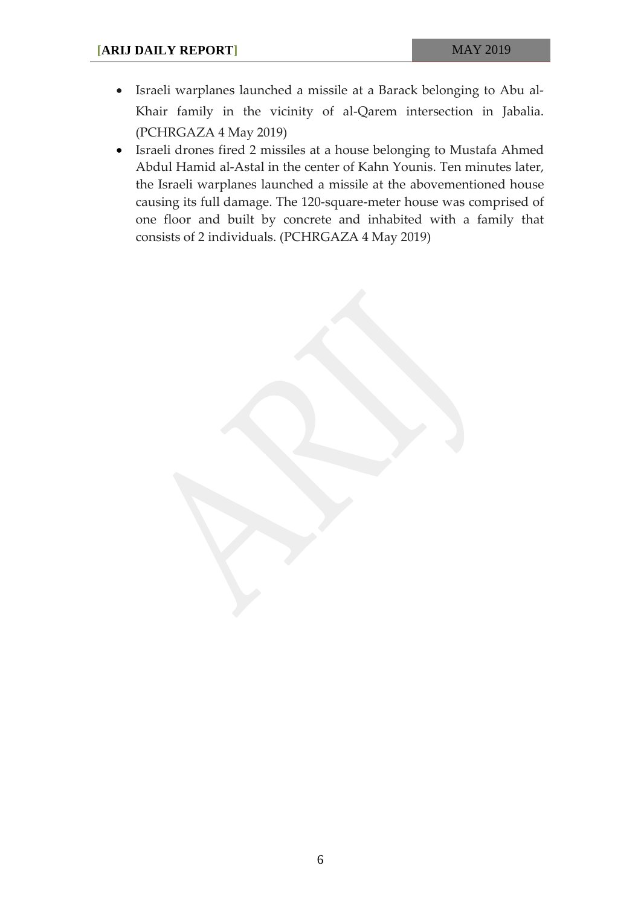- Israeli warplanes launched a missile at a Barack belonging to Abu al-Khair family in the vicinity of al-Qarem intersection in Jabalia. (PCHRGAZA 4 May 2019)
- Israeli drones fired 2 missiles at a house belonging to Mustafa Ahmed Abdul Hamid al-Astal in the center of Kahn Younis. Ten minutes later, the Israeli warplanes launched a missile at the abovementioned house causing its full damage. The 120-square-meter house was comprised of one floor and built by concrete and inhabited with a family that consists of 2 individuals. (PCHRGAZA 4 May 2019)